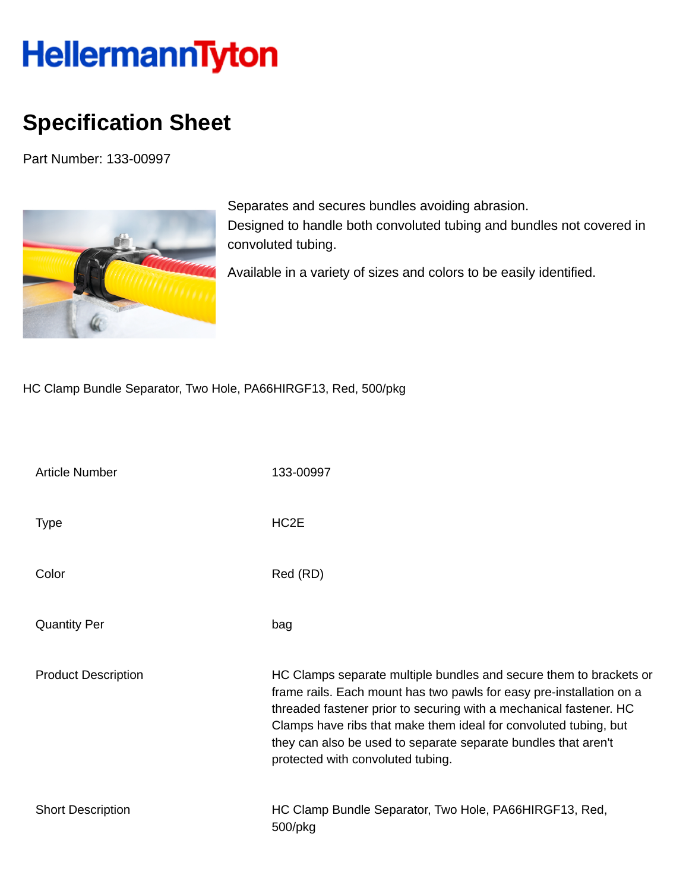HellermannTyton

# Specification Sheet

Part Number: 133-00997

Separates and secures bundles avoiding abrasion.
Designed to handle both convoluted tubing and bundles not covered in convoluted tubing.

Available in a variety of sizes and colors to be easily identified.

HC Clamp Bundle Separator, Two Hole, PA66HIRGF13, Red, 500/pkg

| | |
|---|---|
| Article Number | 133-00997 |
| Type | HC2E |
| Color | Red (RD) |
| Quantity Per | bag |
| Product Description | HC Clamps separate multiple bundles and secure them to brackets or frame rails. Each mount has two pawls for easy pre-installation on a threaded fastener prior to securing with a mechanical fastener. HC Clamps have ribs that make them ideal for convoluted tubing, but they can also be used to separate separate bundles that aren't protected with convoluted tubing. |
| Short Description | HC Clamp Bundle Separator, Two Hole, PA66HIRGF13, Red, 500/pkg |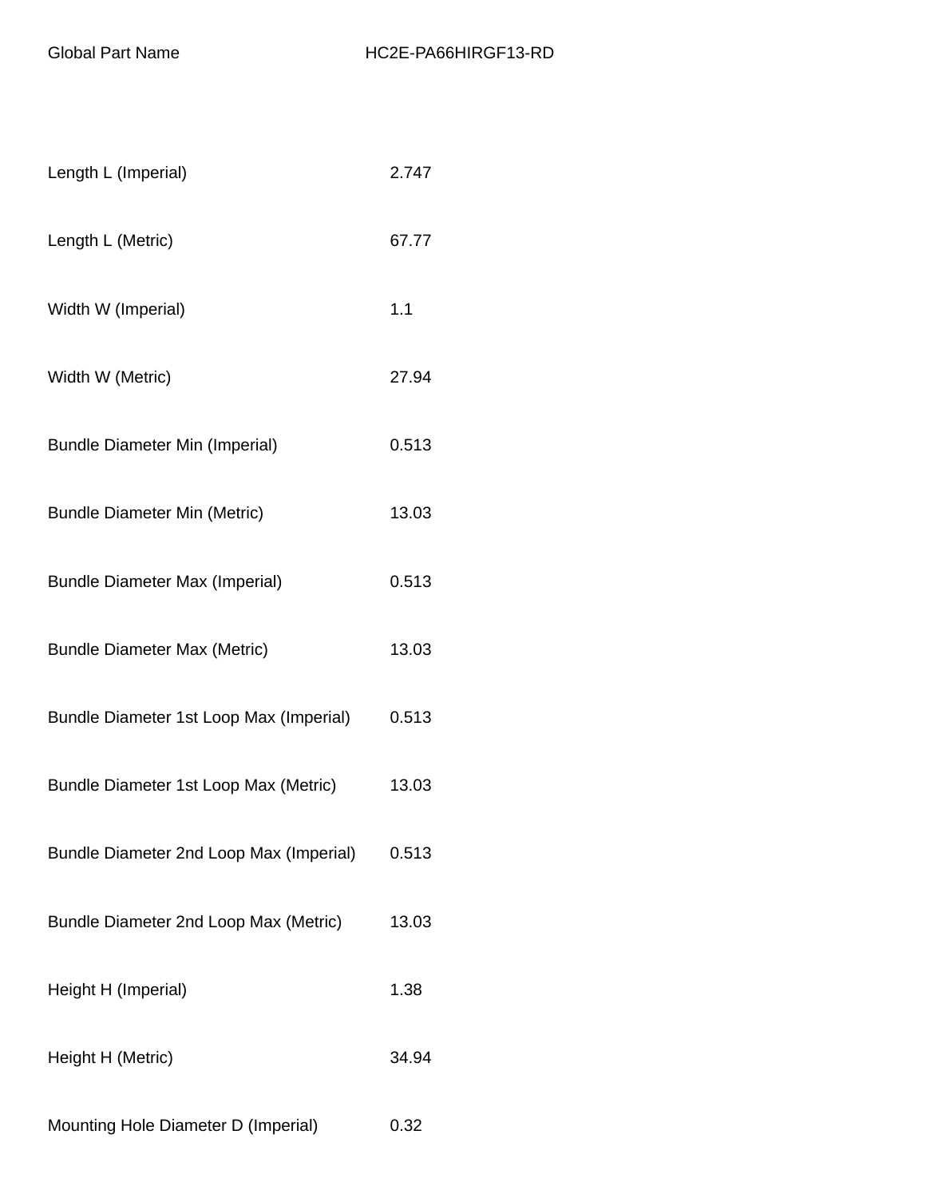| Global Part Name | HC2E-PA66HIRGF13-RD |
| --- | --- |
| Length L (Imperial) | 2.747 |
| Length L (Metric) | 67.77 |
| Width W (Imperial) | 1.1 |
| Width W (Metric) | 27.94 |
| Bundle Diameter Min (Imperial) | 0.513 |
| Bundle Diameter Min (Metric) | 13.03 |
| Bundle Diameter Max (Imperial) | 0.513 |
| Bundle Diameter Max (Metric) | 13.03 |
| Bundle Diameter 1st Loop Max (Imperial) | 0.513 |
| Bundle Diameter 1st Loop Max (Metric) | 13.03 |
| Bundle Diameter 2nd Loop Max (Imperial) | 0.513 |
| Bundle Diameter 2nd Loop Max (Metric) | 13.03 |
| Height H (Imperial) | 1.38 |
| Height H (Metric) | 34.94 |
| Mounting Hole Diameter D (Imperial) | 0.32 |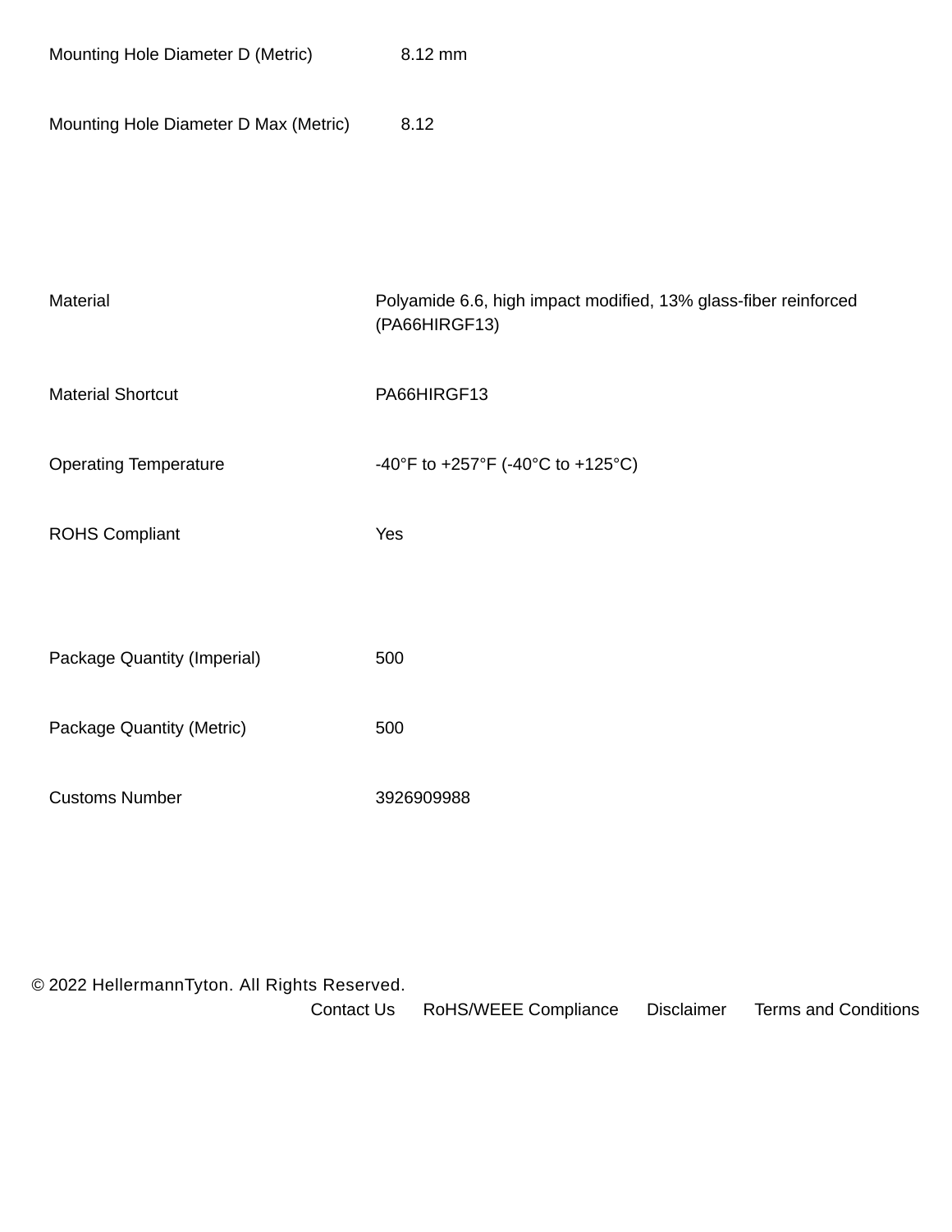| | |
|---|---|
| Mounting Hole Diameter D (Metric) | 8.12 mm |
| Mounting Hole Diameter D Max (Metric) | 8.12 |

| | |
|---|---|
| Material | Polyamide 6.6, high impact modified, 13% glass-fiber reinforced (PA66HIRGF13) |
| Material Shortcut | PA66HIRGF13 |
| Operating Temperature | -40°F to +257°F (-40°C to +125°C) |
| ROHS Compliant | Yes |

| | |
|---|---|
| Package Quantity (Imperial) | 500 |
| Package Quantity (Metric) | 500 |
| Customs Number | 3926909988 |

© 2022 HellermannTyton. All Rights Reserved.

Contact Us RoHS/WEEE Compliance Disclaimer Terms and Conditions